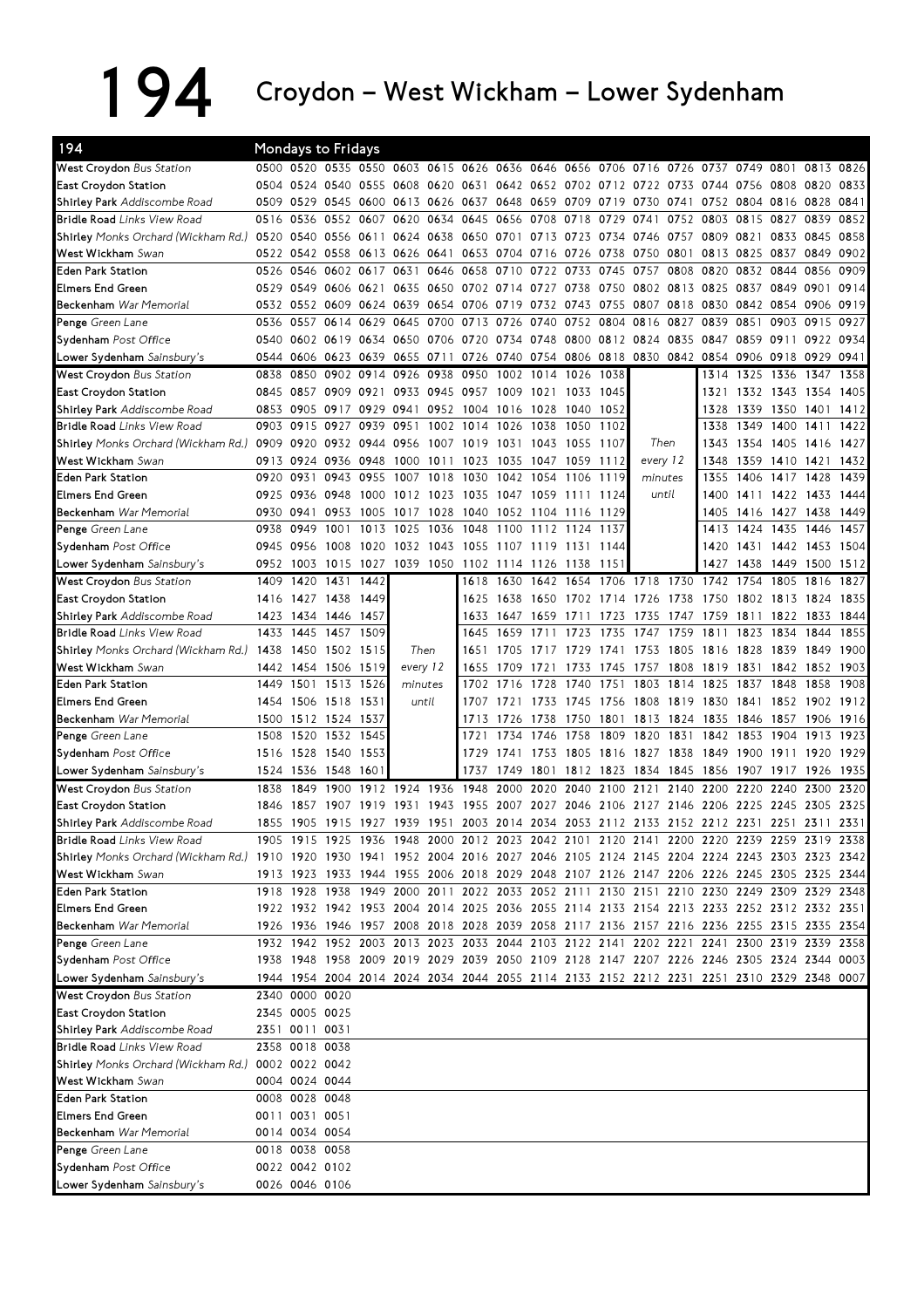# 194 Croydon – West Wickham – Lower Sydenham

## Mondays to Fridays

| 194 | | | | | | | | | | | | | | | | | | |
|---|---|---|---|---|---|---|---|---|---|---|---|---|---|---|---|---|---|---|
| **West Croydon** *Bus Station* | 0500 | 0520 | 0535 | 0550 | 0603 | 0615 | 0626 | 0636 | 0646 | 0656 | 0706 | 0716 | 0726 | 0737 | 0749 | 0801 | 0813 | 0826 |
| **East Croydon Station** | 0504 | 0524 | 0540 | 0555 | 0608 | 0620 | 0631 | 0642 | 0652 | 0702 | 0712 | 0722 | 0733 | 0744 | 0756 | 0808 | 0820 | 0833 |
| **Shirley Park** *Addiscombe Road* | 0509 | 0529 | 0545 | 0600 | 0613 | 0626 | 0637 | 0648 | 0659 | 0709 | 0719 | 0730 | 0741 | 0752 | 0804 | 0816 | 0828 | 0841 |
| **Bridle Road** *Links View Road* | 0516 | 0536 | 0552 | 0607 | 0620 | 0634 | 0645 | 0656 | 0708 | 0718 | 0729 | 0741 | 0752 | 0803 | 0815 | 0827 | 0839 | 0852 |
| **Shirley** *Monks Orchard (Wickham Rd.)* | 0520 | 0540 | 0556 | 0611 | 0624 | 0638 | 0650 | 0701 | 0713 | 0723 | 0734 | 0746 | 0757 | 0809 | 0821 | 0833 | 0845 | 0858 |
| **West Wickham** *Swan* | 0522 | 0542 | 0558 | 0613 | 0626 | 0641 | 0653 | 0704 | 0716 | 0726 | 0738 | 0750 | 0801 | 0813 | 0825 | 0837 | 0849 | 0902 |
| **Eden Park Station** | 0526 | 0546 | 0602 | 0617 | 0631 | 0646 | 0658 | 0710 | 0722 | 0733 | 0745 | 0757 | 0808 | 0820 | 0832 | 0844 | 0856 | 0909 |
| **Elmers End Green** | 0529 | 0549 | 0606 | 0621 | 0635 | 0650 | 0702 | 0714 | 0727 | 0738 | 0750 | 0802 | 0813 | 0825 | 0837 | 0849 | 0901 | 0914 |
| **Beckenham** *War Memorial* | 0532 | 0552 | 0609 | 0624 | 0639 | 0654 | 0706 | 0719 | 0732 | 0743 | 0755 | 0807 | 0818 | 0830 | 0842 | 0854 | 0906 | 0919 |
| **Penge** *Green Lane* | 0536 | 0557 | 0614 | 0629 | 0645 | 0700 | 0713 | 0726 | 0740 | 0752 | 0804 | 0816 | 0827 | 0839 | 0851 | 0903 | 0915 | 0927 |
| **Sydenham** *Post Office* | 0540 | 0602 | 0619 | 0634 | 0650 | 0706 | 0720 | 0734 | 0748 | 0800 | 0812 | 0824 | 0835 | 0847 | 0859 | 0911 | 0922 | 0934 |
| **Lower Sydenham** *Sainsbury's* | 0544 | 0606 | 0623 | 0639 | 0655 | 0711 | 0726 | 0740 | 0754 | 0806 | 0818 | 0830 | 0842 | 0854 | 0906 | 0918 | 0929 | 0941 |

| 194 | | | | | | | | | | | | | | | | | |
|---|---|---|---|---|---|---|---|---|---|---|---|---|---|---|---|---|---|
| **West Croydon** *Bus Station* | 0838 | 0850 | 0902 | 0914 | 0926 | 0938 | 0950 | 1002 | 1014 | 1026 | 1038 | | 1314 | 1325 | 1336 | 1347 | 1358 |
| **East Croydon Station** | 0845 | 0857 | 0909 | 0921 | 0933 | 0945 | 0957 | 1009 | 1021 | 1033 | 1045 | | 1321 | 1332 | 1343 | 1354 | 1405 |
| **Shirley Park** *Addiscombe Road* | 0853 | 0905 | 0917 | 0929 | 0941 | 0952 | 1004 | 1016 | 1028 | 1040 | 1052 | | 1328 | 1339 | 1350 | 1401 | 1412 |
| **Bridle Road** *Links View Road* | 0903 | 0915 | 0927 | 0939 | 0951 | 1002 | 1014 | 1026 | 1038 | 1050 | 1102 | | 1338 | 1349 | 1400 | 1411 | 1422 |
| **Shirley** *Monks Orchard (Wickham Rd.)* | 0909 | 0920 | 0932 | 0944 | 0956 | 1007 | 1019 | 1031 | 1043 | 1055 | 1107 | Then | 1343 | 1354 | 1405 | 1416 | 1427 |
| **West Wickham** *Swan* | 0913 | 0924 | 0936 | 0948 | 1000 | 1011 | 1023 | 1035 | 1047 | 1059 | 1112 | every 12 | 1348 | 1359 | 1410 | 1421 | 1432 |
| **Eden Park Station** | 0920 | 0931 | 0943 | 0955 | 1007 | 1018 | 1030 | 1042 | 1054 | 1106 | 1119 | minutes | 1355 | 1406 | 1417 | 1428 | 1439 |
| **Elmers End Green** | 0925 | 0936 | 0948 | 1000 | 1012 | 1023 | 1035 | 1047 | 1059 | 1111 | 1124 | until | 1400 | 1411 | 1422 | 1433 | 1444 |
| **Beckenham** *War Memorial* | 0930 | 0941 | 0953 | 1005 | 1017 | 1028 | 1040 | 1052 | 1104 | 1116 | 1129 | | 1405 | 1416 | 1427 | 1438 | 1449 |
| **Penge** *Green Lane* | 0938 | 0949 | 1001 | 1013 | 1025 | 1036 | 1048 | 1100 | 1112 | 1124 | 1137 | | 1413 | 1424 | 1435 | 1446 | 1457 |
| **Sydenham** *Post Office* | 0945 | 0956 | 1008 | 1020 | 1032 | 1043 | 1055 | 1107 | 1119 | 1131 | 1144 | | 1420 | 1431 | 1442 | 1453 | 1504 |
| **Lower Sydenham** *Sainsbury's* | 0952 | 1003 | 1015 | 1027 | 1039 | 1050 | 1102 | 1114 | 1126 | 1138 | 1151 | | 1427 | 1438 | 1449 | 1500 | 1512 |

| 194 | | | | | | | | | | | | | | | | | |
|---|---|---|---|---|---|---|---|---|---|---|---|---|---|---|---|---|---|
| **West Croydon** *Bus Station* | 1409 | 1420 | 1431 | 1442 | | 1618 | 1630 | 1642 | 1654 | 1706 | 1718 | 1730 | 1742 | 1754 | 1805 | 1816 | 1827 |
| **East Croydon Station** | 1416 | 1427 | 1438 | 1449 | | 1625 | 1638 | 1650 | 1702 | 1714 | 1726 | 1738 | 1750 | 1802 | 1813 | 1824 | 1835 |
| **Shirley Park** *Addiscombe Road* | 1423 | 1434 | 1446 | 1457 | | 1633 | 1647 | 1659 | 1711 | 1723 | 1735 | 1747 | 1759 | 1811 | 1822 | 1833 | 1844 |
| **Bridle Road** *Links View Road* | 1433 | 1445 | 1457 | 1509 | | 1645 | 1659 | 1711 | 1723 | 1735 | 1747 | 1759 | 1811 | 1823 | 1834 | 1844 | 1855 |
| **Shirley** *Monks Orchard (Wickham Rd.)* | 1438 | 1450 | 1502 | 1515 | Then | 1651 | 1705 | 1717 | 1729 | 1741 | 1753 | 1805 | 1816 | 1828 | 1839 | 1849 | 1900 |
| **West Wickham** *Swan* | 1442 | 1454 | 1506 | 1519 | every 12 | 1655 | 1709 | 1721 | 1733 | 1745 | 1757 | 1808 | 1819 | 1831 | 1842 | 1852 | 1903 |
| **Eden Park Station** | 1449 | 1501 | 1513 | 1526 | minutes | 1702 | 1716 | 1728 | 1740 | 1751 | 1803 | 1814 | 1825 | 1837 | 1848 | 1858 | 1908 |
| **Elmers End Green** | 1454 | 1506 | 1518 | 1531 | until | 1707 | 1721 | 1733 | 1745 | 1756 | 1808 | 1819 | 1830 | 1841 | 1852 | 1902 | 1912 |
| **Beckenham** *War Memorial* | 1500 | 1512 | 1524 | 1537 | | 1713 | 1726 | 1738 | 1750 | 1801 | 1813 | 1824 | 1835 | 1846 | 1857 | 1906 | 1916 |
| **Penge** *Green Lane* | 1508 | 1520 | 1532 | 1545 | | 1721 | 1734 | 1746 | 1758 | 1809 | 1820 | 1831 | 1842 | 1853 | 1904 | 1913 | 1923 |
| **Sydenham** *Post Office* | 1516 | 1528 | 1540 | 1553 | | 1729 | 1741 | 1753 | 1805 | 1816 | 1827 | 1838 | 1849 | 1900 | 1911 | 1920 | 1929 |
| **Lower Sydenham** *Sainsbury's* | 1524 | 1536 | 1548 | 1601 | | 1737 | 1749 | 1801 | 1812 | 1823 | 1834 | 1845 | 1856 | 1907 | 1917 | 1926 | 1935 |

| 194 | | | | | | | | | | | | | | | | | | |
|---|---|---|---|---|---|---|---|---|---|---|---|---|---|---|---|---|---|---|
| **West Croydon** *Bus Station* | 1838 | 1849 | 1900 | 1912 | 1924 | 1936 | 1948 | 2000 | 2020 | 2040 | 2100 | 2121 | 2140 | 2200 | 2220 | 2240 | 2300 | 2320 |
| **East Croydon Station** | 1846 | 1857 | 1907 | 1919 | 1931 | 1943 | 1955 | 2007 | 2027 | 2046 | 2106 | 2127 | 2146 | 2206 | 2225 | 2245 | 2305 | 2325 |
| **Shirley Park** *Addiscombe Road* | 1855 | 1905 | 1915 | 1927 | 1939 | 1951 | 2003 | 2014 | 2034 | 2053 | 2112 | 2133 | 2152 | 2212 | 2231 | 2251 | 2311 | 2331 |
| **Bridle Road** *Links View Road* | 1905 | 1915 | 1925 | 1936 | 1948 | 2000 | 2012 | 2023 | 2042 | 2101 | 2120 | 2141 | 2200 | 2220 | 2239 | 2259 | 2319 | 2338 |
| **Shirley** *Monks Orchard (Wickham Rd.)* | 1910 | 1920 | 1930 | 1941 | 1952 | 2004 | 2016 | 2027 | 2046 | 2105 | 2124 | 2145 | 2204 | 2224 | 2243 | 2303 | 2323 | 2342 |
| **West Wickham** *Swan* | 1913 | 1923 | 1933 | 1944 | 1955 | 2006 | 2018 | 2029 | 2048 | 2107 | 2126 | 2147 | 2206 | 2226 | 2245 | 2305 | 2325 | 2344 |
| **Eden Park Station** | 1918 | 1928 | 1938 | 1949 | 2000 | 2011 | 2022 | 2033 | 2052 | 2111 | 2130 | 2151 | 2210 | 2230 | 2249 | 2309 | 2329 | 2348 |
| **Elmers End Green** | 1922 | 1932 | 1942 | 1953 | 2004 | 2014 | 2025 | 2036 | 2055 | 2114 | 2133 | 2154 | 2213 | 2233 | 2252 | 2312 | 2332 | 2351 |
| **Beckenham** *War Memorial* | 1926 | 1936 | 1946 | 1957 | 2008 | 2018 | 2028 | 2039 | 2058 | 2117 | 2136 | 2157 | 2216 | 2236 | 2255 | 2315 | 2335 | 2354 |
| **Penge** *Green Lane* | 1932 | 1942 | 1952 | 2003 | 2013 | 2023 | 2033 | 2044 | 2103 | 2122 | 2141 | 2202 | 2221 | 2241 | 2300 | 2319 | 2339 | 2358 |
| **Sydenham** *Post Office* | 1938 | 1948 | 1958 | 2009 | 2019 | 2029 | 2039 | 2050 | 2109 | 2128 | 2147 | 2207 | 2226 | 2246 | 2305 | 2324 | 2344 | 0003 |
| **Lower Sydenham** *Sainsbury's* | 1944 | 1954 | 2004 | 2014 | 2024 | 2034 | 2044 | 2055 | 2114 | 2133 | 2152 | 2212 | 2231 | 2251 | 2310 | 2329 | 2348 | 0007 |

| 194 | | | |
|---|---|---|---|
| **West Croydon** *Bus Station* | 2340 | 0000 | 0020 |
| **East Croydon Station** | 2345 | 0005 | 0025 |
| **Shirley Park** *Addiscombe Road* | 2351 | 0011 | 0031 |
| **Bridle Road** *Links View Road* | 2358 | 0018 | 0038 |
| **Shirley** *Monks Orchard (Wickham Rd.)* | 0002 | 0022 | 0042 |
| **West Wickham** *Swan* | 0004 | 0024 | 0044 |
| **Eden Park Station** | 0008 | 0028 | 0048 |
| **Elmers End Green** | 0011 | 0031 | 0051 |
| **Beckenham** *War Memorial* | 0014 | 0034 | 0054 |
| **Penge** *Green Lane* | 0018 | 0038 | 0058 |
| **Sydenham** *Post Office* | 0022 | 0042 | 0102 |
| **Lower Sydenham** *Sainsbury's* | 0026 | 0046 | 0106 |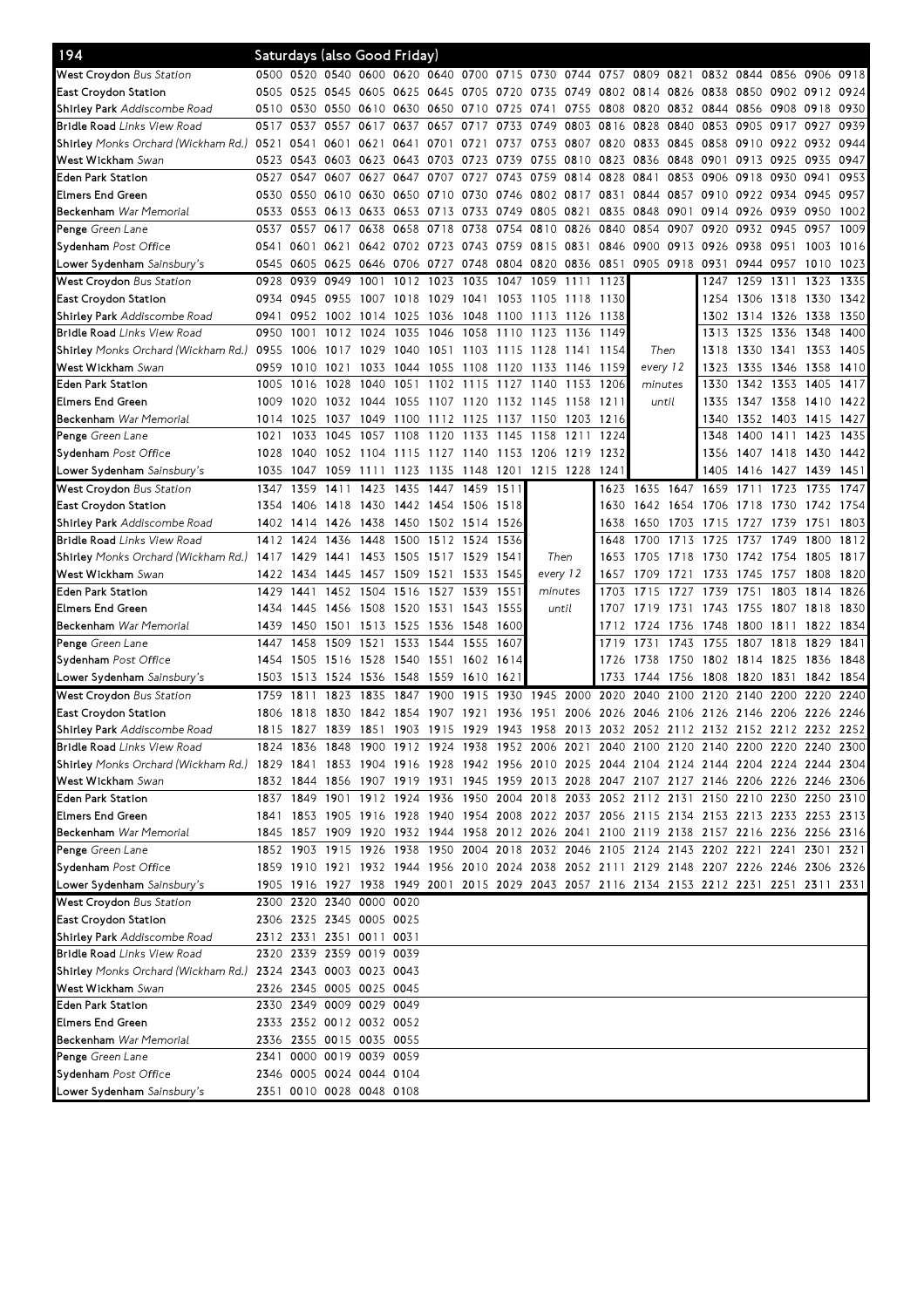# 194 Saturdays (also Good Friday)

| Stop | | | | | | | | | | | | | | | | | | |
|---|---|---|---|---|---|---|---|---|---|---|---|---|---|---|---|---|---|---|
| **West Croydon** *Bus Station* | 0500 | 0520 | 0540 | 0600 | 0620 | 0640 | 0700 | 0715 | 0730 | 0744 | 0757 | 0809 | 0821 | 0832 | 0844 | 0856 | 0906 | 0918 |
| **East Croydon Station** | 0505 | 0525 | 0545 | 0605 | 0625 | 0645 | 0705 | 0720 | 0735 | 0749 | 0802 | 0814 | 0826 | 0838 | 0850 | 0902 | 0912 | 0924 |
| **Shirley Park** *Addiscombe Road* | 0510 | 0530 | 0550 | 0610 | 0630 | 0650 | 0710 | 0725 | 0741 | 0755 | 0808 | 0820 | 0832 | 0844 | 0856 | 0908 | 0918 | 0930 |
| **Bridle Road** *Links View Road* | 0517 | 0537 | 0557 | 0617 | 0637 | 0657 | 0717 | 0733 | 0749 | 0803 | 0816 | 0828 | 0840 | 0853 | 0905 | 0917 | 0927 | 0939 |
| **Shirley** *Monks Orchard (Wickham Rd.)* | 0521 | 0541 | 0601 | 0621 | 0641 | 0701 | 0721 | 0737 | 0753 | 0807 | 0820 | 0833 | 0845 | 0858 | 0910 | 0922 | 0932 | 0944 |
| **West Wickham** *Swan* | 0523 | 0543 | 0603 | 0623 | 0643 | 0703 | 0723 | 0739 | 0755 | 0810 | 0823 | 0836 | 0848 | 0901 | 0913 | 0925 | 0935 | 0947 |
| **Eden Park Station** | 0527 | 0547 | 0607 | 0627 | 0647 | 0707 | 0727 | 0743 | 0759 | 0814 | 0828 | 0841 | 0853 | 0906 | 0918 | 0930 | 0941 | 0953 |
| **Elmers End Green** | 0530 | 0550 | 0610 | 0630 | 0650 | 0710 | 0730 | 0746 | 0802 | 0817 | 0831 | 0844 | 0857 | 0910 | 0922 | 0934 | 0945 | 0957 |
| **Beckenham** *War Memorial* | 0533 | 0553 | 0613 | 0633 | 0653 | 0713 | 0733 | 0749 | 0805 | 0821 | 0835 | 0848 | 0901 | 0914 | 0926 | 0939 | 0950 | 1002 |
| **Penge** *Green Lane* | 0537 | 0557 | 0617 | 0638 | 0658 | 0718 | 0738 | 0754 | 0810 | 0826 | 0840 | 0854 | 0907 | 0920 | 0932 | 0945 | 0957 | 1009 |
| **Sydenham** *Post Office* | 0541 | 0601 | 0621 | 0642 | 0702 | 0723 | 0743 | 0759 | 0815 | 0831 | 0846 | 0900 | 0913 | 0926 | 0938 | 0951 | 1003 | 1016 |
| **Lower Sydenham** *Sainsbury's* | 0545 | 0605 | 0625 | 0646 | 0706 | 0727 | 0748 | 0804 | 0820 | 0836 | 0851 | 0905 | 0918 | 0931 | 0944 | 0957 | 1010 | 1023 |

| Stop | | | | | | | | | | | | | | | | | |
|---|---|---|---|---|---|---|---|---|---|---|---|---|---|---|---|---|---|
| **West Croydon** *Bus Station* | 0928 | 0939 | 0949 | 1001 | 1012 | 1023 | 1035 | 1047 | 1059 | 1111 | 1123 | Then every 12 minutes until | 1247 | 1259 | 1311 | 1323 | 1335 |
| **East Croydon Station** | 0934 | 0945 | 0955 | 1007 | 1018 | 1029 | 1041 | 1053 | 1105 | 1118 | 1130 | | 1254 | 1306 | 1318 | 1330 | 1342 |
| **Shirley Park** *Addiscombe Road* | 0941 | 0952 | 1002 | 1014 | 1025 | 1036 | 1048 | 1100 | 1113 | 1126 | 1138 | | 1302 | 1314 | 1326 | 1338 | 1350 |
| **Bridle Road** *Links View Road* | 0950 | 1001 | 1012 | 1024 | 1035 | 1046 | 1058 | 1110 | 1123 | 1136 | 1149 | | 1313 | 1325 | 1336 | 1348 | 1400 |
| **Shirley** *Monks Orchard (Wickham Rd.)* | 0955 | 1006 | 1017 | 1029 | 1040 | 1051 | 1103 | 1115 | 1128 | 1141 | 1154 | | 1318 | 1330 | 1341 | 1353 | 1405 |
| **West Wickham** *Swan* | 0959 | 1010 | 1021 | 1033 | 1044 | 1055 | 1108 | 1120 | 1133 | 1146 | 1159 | | 1323 | 1335 | 1346 | 1358 | 1410 |
| **Eden Park Station** | 1005 | 1016 | 1028 | 1040 | 1051 | 1102 | 1115 | 1127 | 1140 | 1153 | 1206 | | 1330 | 1342 | 1353 | 1405 | 1417 |
| **Elmers End Green** | 1009 | 1020 | 1032 | 1044 | 1055 | 1107 | 1120 | 1132 | 1145 | 1158 | 1211 | | 1335 | 1347 | 1358 | 1410 | 1422 |
| **Beckenham** *War Memorial* | 1014 | 1025 | 1037 | 1049 | 1100 | 1112 | 1125 | 1137 | 1150 | 1203 | 1216 | | 1340 | 1352 | 1403 | 1415 | 1427 |
| **Penge** *Green Lane* | 1021 | 1033 | 1045 | 1057 | 1108 | 1120 | 1133 | 1145 | 1158 | 1211 | 1224 | | 1348 | 1400 | 1411 | 1423 | 1435 |
| **Sydenham** *Post Office* | 1028 | 1040 | 1052 | 1104 | 1115 | 1127 | 1140 | 1153 | 1206 | 1219 | 1232 | | 1356 | 1407 | 1418 | 1430 | 1442 |
| **Lower Sydenham** *Sainsbury's* | 1035 | 1047 | 1059 | 1111 | 1123 | 1135 | 1148 | 1201 | 1215 | 1228 | 1241 | | 1405 | 1416 | 1427 | 1439 | 1451 |

| Stop | | | | | | | | | | | | | | | | | |
|---|---|---|---|---|---|---|---|---|---|---|---|---|---|---|---|---|---|
| **West Croydon** *Bus Station* | 1347 | 1359 | 1411 | 1423 | 1435 | 1447 | 1459 | 1511 | Then every 12 minutes until | 1623 | 1635 | 1647 | 1659 | 1711 | 1723 | 1735 | 1747 |
| **East Croydon Station** | 1354 | 1406 | 1418 | 1430 | 1442 | 1454 | 1506 | 1518 | | 1630 | 1642 | 1654 | 1706 | 1718 | 1730 | 1742 | 1754 |
| **Shirley Park** *Addiscombe Road* | 1402 | 1414 | 1426 | 1438 | 1450 | 1502 | 1514 | 1526 | | 1638 | 1650 | 1703 | 1715 | 1727 | 1739 | 1751 | 1803 |
| **Bridle Road** *Links View Road* | 1412 | 1424 | 1436 | 1448 | 1500 | 1512 | 1524 | 1536 | | 1648 | 1700 | 1713 | 1725 | 1737 | 1749 | 1800 | 1812 |
| **Shirley** *Monks Orchard (Wickham Rd.)* | 1417 | 1429 | 1441 | 1453 | 1505 | 1517 | 1529 | 1541 | | 1653 | 1705 | 1718 | 1730 | 1742 | 1754 | 1805 | 1817 |
| **West Wickham** *Swan* | 1422 | 1434 | 1445 | 1457 | 1509 | 1521 | 1533 | 1545 | | 1657 | 1709 | 1721 | 1733 | 1745 | 1757 | 1808 | 1820 |
| **Eden Park Station** | 1429 | 1441 | 1452 | 1504 | 1516 | 1527 | 1539 | 1551 | | 1703 | 1715 | 1727 | 1739 | 1751 | 1803 | 1814 | 1826 |
| **Elmers End Green** | 1434 | 1445 | 1456 | 1508 | 1520 | 1531 | 1543 | 1555 | | 1707 | 1719 | 1731 | 1743 | 1755 | 1807 | 1818 | 1830 |
| **Beckenham** *War Memorial* | 1439 | 1450 | 1501 | 1513 | 1525 | 1536 | 1548 | 1600 | | 1712 | 1724 | 1736 | 1748 | 1800 | 1811 | 1822 | 1834 |
| **Penge** *Green Lane* | 1447 | 1458 | 1509 | 1521 | 1533 | 1544 | 1555 | 1607 | | 1719 | 1731 | 1743 | 1755 | 1807 | 1818 | 1829 | 1841 |
| **Sydenham** *Post Office* | 1454 | 1505 | 1516 | 1528 | 1540 | 1551 | 1602 | 1614 | | 1726 | 1738 | 1750 | 1802 | 1814 | 1825 | 1836 | 1848 |
| **Lower Sydenham** *Sainsbury's* | 1503 | 1513 | 1524 | 1536 | 1548 | 1559 | 1610 | 1621 | | 1733 | 1744 | 1756 | 1808 | 1820 | 1831 | 1842 | 1854 |

| Stop | | | | | | | | | | | | | | | | | | |
|---|---|---|---|---|---|---|---|---|---|---|---|---|---|---|---|---|---|---|
| **West Croydon** *Bus Station* | 1759 | 1811 | 1823 | 1835 | 1847 | 1900 | 1915 | 1930 | 1945 | 2000 | 2020 | 2040 | 2100 | 2120 | 2140 | 2200 | 2220 | 2240 |
| **East Croydon Station** | 1806 | 1818 | 1830 | 1842 | 1854 | 1907 | 1921 | 1936 | 1951 | 2006 | 2026 | 2046 | 2106 | 2126 | 2146 | 2206 | 2226 | 2246 |
| **Shirley Park** *Addiscombe Road* | 1815 | 1827 | 1839 | 1851 | 1903 | 1915 | 1929 | 1943 | 1958 | 2013 | 2032 | 2052 | 2112 | 2132 | 2152 | 2212 | 2232 | 2252 |
| **Bridle Road** *Links View Road* | 1824 | 1836 | 1848 | 1900 | 1912 | 1924 | 1938 | 1952 | 2006 | 2021 | 2040 | 2100 | 2120 | 2140 | 2200 | 2220 | 2240 | 2300 |
| **Shirley** *Monks Orchard (Wickham Rd.)* | 1829 | 1841 | 1853 | 1904 | 1916 | 1928 | 1942 | 1956 | 2010 | 2025 | 2044 | 2104 | 2124 | 2144 | 2204 | 2224 | 2244 | 2304 |
| **West Wickham** *Swan* | 1832 | 1844 | 1856 | 1907 | 1919 | 1931 | 1945 | 1959 | 2013 | 2028 | 2047 | 2107 | 2127 | 2146 | 2206 | 2226 | 2246 | 2306 |
| **Eden Park Station** | 1837 | 1849 | 1901 | 1912 | 1924 | 1936 | 1950 | 2004 | 2018 | 2033 | 2052 | 2112 | 2131 | 2150 | 2210 | 2230 | 2250 | 2310 |
| **Elmers End Green** | 1841 | 1853 | 1905 | 1916 | 1928 | 1940 | 1954 | 2008 | 2022 | 2037 | 2056 | 2115 | 2134 | 2153 | 2213 | 2233 | 2253 | 2313 |
| **Beckenham** *War Memorial* | 1845 | 1857 | 1909 | 1920 | 1932 | 1944 | 1958 | 2012 | 2026 | 2041 | 2100 | 2119 | 2138 | 2157 | 2216 | 2236 | 2256 | 2316 |
| **Penge** *Green Lane* | 1852 | 1903 | 1915 | 1926 | 1938 | 1950 | 2004 | 2018 | 2032 | 2046 | 2105 | 2124 | 2143 | 2202 | 2221 | 2241 | 2301 | 2321 |
| **Sydenham** *Post Office* | 1859 | 1910 | 1921 | 1932 | 1944 | 1956 | 2010 | 2024 | 2038 | 2052 | 2111 | 2129 | 2148 | 2207 | 2226 | 2246 | 2306 | 2326 |
| **Lower Sydenham** *Sainsbury's* | 1905 | 1916 | 1927 | 1938 | 1949 | 2001 | 2015 | 2029 | 2043 | 2057 | 2116 | 2134 | 2153 | 2212 | 2231 | 2251 | 2311 | 2331 |

| Stop | | | | | |
|---|---|---|---|---|---|
| **West Croydon** *Bus Station* | 2300 | 2320 | 2340 | 0000 | 0020 |
| **East Croydon Station** | 2306 | 2325 | 2345 | 0005 | 0025 |
| **Shirley Park** *Addiscombe Road* | 2312 | 2331 | 2351 | 0011 | 0031 |
| **Bridle Road** *Links View Road* | 2320 | 2339 | 2359 | 0019 | 0039 |
| **Shirley** *Monks Orchard (Wickham Rd.)* | 2324 | 2343 | 0003 | 0023 | 0043 |
| **West Wickham** *Swan* | 2326 | 2345 | 0005 | 0025 | 0045 |
| **Eden Park Station** | 2330 | 2349 | 0009 | 0029 | 0049 |
| **Elmers End Green** | 2333 | 2352 | 0012 | 0032 | 0052 |
| **Beckenham** *War Memorial* | 2336 | 2355 | 0015 | 0035 | 0055 |
| **Penge** *Green Lane* | 2341 | 0000 | 0019 | 0039 | 0059 |
| **Sydenham** *Post Office* | 2346 | 0005 | 0024 | 0044 | 0104 |
| **Lower Sydenham** *Sainsbury's* | 2351 | 0010 | 0028 | 0048 | 0108 |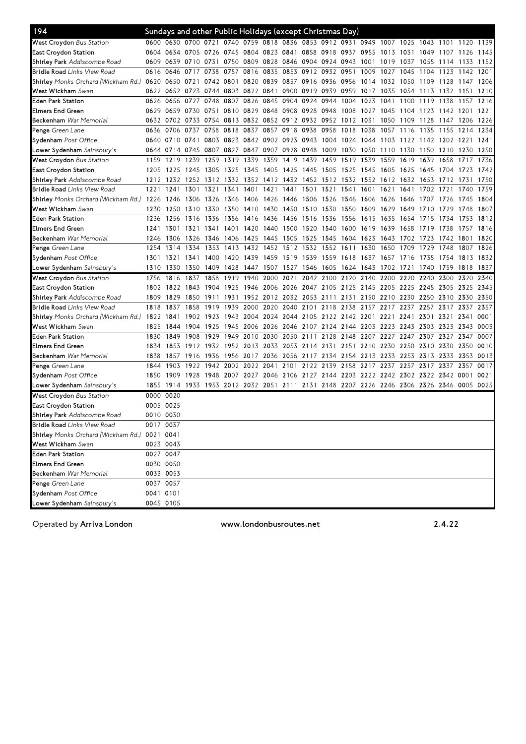# 194 Sundays and other Public Holidays (except Christmas Day)

| Stop | | | | | | | | | | | | | | | | | | |
|---|---|---|---|---|---|---|---|---|---|---|---|---|---|---|---|---|---|---|
| **West Croydon** *Bus Station* | 0600 | 0630 | 0700 | 0721 | 0740 | 0759 | 0818 | 0836 | 0853 | 0912 | 0931 | 0949 | 1007 | 1025 | 1043 | 1101 | 1120 | 1139 |
| **East Croydon Station** | 0604 | 0634 | 0705 | 0726 | 0745 | 0804 | 0823 | 0841 | 0858 | 0918 | 0937 | 0955 | 1013 | 1031 | 1049 | 1107 | 1126 | 1145 |
| **Shirley Park** *Addiscombe Road* | 0609 | 0639 | 0710 | 0731 | 0750 | 0809 | 0828 | 0846 | 0904 | 0924 | 0943 | 1001 | 1019 | 1037 | 1055 | 1114 | 1133 | 1152 |
| **Bridle Road** *Links View Road* | 0616 | 0646 | 0717 | 0738 | 0757 | 0816 | 0835 | 0853 | 0912 | 0932 | 0951 | 1009 | 1027 | 1045 | 1104 | 1123 | 1142 | 1201 |
| **Shirley** *Monks Orchard (Wickham Rd.)* | 0620 | 0650 | 0721 | 0742 | 0801 | 0820 | 0839 | 0857 | 0916 | 0936 | 0956 | 1014 | 1032 | 1050 | 1109 | 1128 | 1147 | 1206 |
| **West Wickham** *Swan* | 0622 | 0652 | 0723 | 0744 | 0803 | 0822 | 0841 | 0900 | 0919 | 0939 | 0959 | 1017 | 1035 | 1054 | 1113 | 1132 | 1151 | 1210 |
| **Eden Park Station** | 0626 | 0656 | 0727 | 0748 | 0807 | 0826 | 0845 | 0904 | 0924 | 0944 | 1004 | 1023 | 1041 | 1100 | 1119 | 1138 | 1157 | 1216 |
| **Elmers End Green** | 0629 | 0659 | 0730 | 0751 | 0810 | 0829 | 0848 | 0908 | 0928 | 0948 | 1008 | 1027 | 1045 | 1104 | 1123 | 1142 | 1201 | 1221 |
| **Beckenham** *War Memorial* | 0632 | 0702 | 0733 | 0754 | 0813 | 0832 | 0852 | 0912 | 0932 | 0952 | 1012 | 1031 | 1050 | 1109 | 1128 | 1147 | 1206 | 1226 |
| **Penge** *Green Lane* | 0636 | 0706 | 0737 | 0758 | 0818 | 0837 | 0857 | 0918 | 0938 | 0958 | 1018 | 1038 | 1057 | 1116 | 1135 | 1155 | 1214 | 1234 |
| **Sydenham** *Post Office* | 0640 | 0710 | 0741 | 0803 | 0823 | 0842 | 0902 | 0923 | 0943 | 1004 | 1024 | 1044 | 1103 | 1122 | 1142 | 1202 | 1221 | 1241 |
| **Lower Sydenham** *Sainsbury's* | 0644 | 0714 | 0745 | 0807 | 0827 | 0847 | 0907 | 0928 | 0948 | 1009 | 1030 | 1050 | 1110 | 1130 | 1150 | 1210 | 1230 | 1250 |
| **West Croydon** *Bus Station* | 1159 | 1219 | 1239 | 1259 | 1319 | 1339 | 1359 | 1419 | 1439 | 1459 | 1519 | 1539 | 1559 | 1619 | 1639 | 1658 | 1717 | 1736 |
| **East Croydon Station** | 1205 | 1225 | 1245 | 1305 | 1325 | 1345 | 1405 | 1425 | 1445 | 1505 | 1525 | 1545 | 1605 | 1625 | 1645 | 1704 | 1723 | 1742 |
| **Shirley Park** *Addiscombe Road* | 1212 | 1232 | 1252 | 1312 | 1332 | 1352 | 1412 | 1432 | 1452 | 1512 | 1532 | 1552 | 1612 | 1632 | 1653 | 1712 | 1731 | 1750 |
| **Bridle Road** *Links View Road* | 1221 | 1241 | 1301 | 1321 | 1341 | 1401 | 1421 | 1441 | 1501 | 1521 | 1541 | 1601 | 1621 | 1641 | 1702 | 1721 | 1740 | 1759 |
| **Shirley** *Monks Orchard (Wickham Rd.)* | 1226 | 1246 | 1306 | 1326 | 1346 | 1406 | 1426 | 1446 | 1506 | 1526 | 1546 | 1606 | 1626 | 1646 | 1707 | 1726 | 1745 | 1804 |
| **West Wickham** *Swan* | 1230 | 1250 | 1310 | 1330 | 1350 | 1410 | 1430 | 1450 | 1510 | 1530 | 1550 | 1609 | 1629 | 1649 | 1710 | 1729 | 1748 | 1807 |
| **Eden Park Station** | 1236 | 1256 | 1316 | 1336 | 1356 | 1416 | 1436 | 1456 | 1516 | 1536 | 1556 | 1615 | 1635 | 1654 | 1715 | 1734 | 1753 | 1812 |
| **Elmers End Green** | 1241 | 1301 | 1321 | 1341 | 1401 | 1420 | 1440 | 1500 | 1520 | 1540 | 1600 | 1619 | 1639 | 1658 | 1719 | 1738 | 1757 | 1816 |
| **Beckenham** *War Memorial* | 1246 | 1306 | 1326 | 1346 | 1406 | 1425 | 1445 | 1505 | 1525 | 1545 | 1604 | 1623 | 1643 | 1702 | 1723 | 1742 | 1801 | 1820 |
| **Penge** *Green Lane* | 1254 | 1314 | 1334 | 1353 | 1413 | 1432 | 1452 | 1512 | 1532 | 1552 | 1611 | 1630 | 1650 | 1709 | 1729 | 1748 | 1807 | 1826 |
| **Sydenham** *Post Office* | 1301 | 1321 | 1341 | 1400 | 1420 | 1439 | 1459 | 1519 | 1539 | 1559 | 1618 | 1637 | 1657 | 1716 | 1735 | 1754 | 1813 | 1832 |
| **Lower Sydenham** *Sainsbury's* | 1310 | 1330 | 1350 | 1409 | 1428 | 1447 | 1507 | 1527 | 1546 | 1605 | 1624 | 1643 | 1702 | 1721 | 1740 | 1759 | 1818 | 1837 |
| **West Croydon** *Bus Station* | 1756 | 1816 | 1837 | 1858 | 1919 | 1940 | 2000 | 2021 | 2042 | 2100 | 2120 | 2140 | 2200 | 2220 | 2240 | 2300 | 2320 | 2340 |
| **East Croydon Station** | 1802 | 1822 | 1843 | 1904 | 1925 | 1946 | 2006 | 2026 | 2047 | 2105 | 2125 | 2145 | 2205 | 2225 | 2245 | 2305 | 2325 | 2345 |
| **Shirley Park** *Addiscombe Road* | 1809 | 1829 | 1850 | 1911 | 1931 | 1952 | 2012 | 2032 | 2053 | 2111 | 2131 | 2150 | 2210 | 2230 | 2250 | 2310 | 2330 | 2350 |
| **Bridle Road** *Links View Road* | 1818 | 1837 | 1858 | 1919 | 1939 | 2000 | 2020 | 2040 | 2101 | 2118 | 2138 | 2157 | 2217 | 2237 | 2257 | 2317 | 2337 | 2357 |
| **Shirley** *Monks Orchard (Wickham Rd.)* | 1822 | 1841 | 1902 | 1923 | 1943 | 2004 | 2024 | 2044 | 2105 | 2122 | 2142 | 2201 | 2221 | 2241 | 2301 | 2321 | 2341 | 0001 |
| **West Wickham** *Swan* | 1825 | 1844 | 1904 | 1925 | 1945 | 2006 | 2026 | 2046 | 2107 | 2124 | 2144 | 2203 | 2223 | 2243 | 2303 | 2323 | 2343 | 0003 |
| **Eden Park Station** | 1830 | 1849 | 1908 | 1929 | 1949 | 2010 | 2030 | 2050 | 2111 | 2128 | 2148 | 2207 | 2227 | 2247 | 2307 | 2327 | 2347 | 0007 |
| **Elmers End Green** | 1834 | 1853 | 1912 | 1932 | 1952 | 2013 | 2033 | 2053 | 2114 | 2131 | 2151 | 2210 | 2230 | 2250 | 2310 | 2330 | 2350 | 0010 |
| **Beckenham** *War Memorial* | 1838 | 1857 | 1916 | 1936 | 1956 | 2017 | 2036 | 2056 | 2117 | 2134 | 2154 | 2213 | 2233 | 2253 | 2313 | 2333 | 2353 | 0013 |
| **Penge** *Green Lane* | 1844 | 1903 | 1922 | 1942 | 2002 | 2022 | 2041 | 2101 | 2122 | 2139 | 2158 | 2217 | 2237 | 2257 | 2317 | 2337 | 2357 | 0017 |
| **Sydenham** *Post Office* | 1850 | 1909 | 1928 | 1948 | 2007 | 2027 | 2046 | 2106 | 2127 | 2144 | 2203 | 2222 | 2242 | 2302 | 2322 | 2342 | 0001 | 0021 |
| **Lower Sydenham** *Sainsbury's* | 1855 | 1914 | 1933 | 1953 | 2012 | 2032 | 2051 | 2111 | 2131 | 2148 | 2207 | 2226 | 2246 | 2306 | 2326 | 2346 | 0005 | 0025 |
| **West Croydon** *Bus Station* | 0000 | 0020 | | | | | | | | | | | | | | | | |
| **East Croydon Station** | 0005 | 0025 | | | | | | | | | | | | | | | | |
| **Shirley Park** *Addiscombe Road* | 0010 | 0030 | | | | | | | | | | | | | | | | |
| **Bridle Road** *Links View Road* | 0017 | 0037 | | | | | | | | | | | | | | | | |
| **Shirley** *Monks Orchard (Wickham Rd.)* | 0021 | 0041 | | | | | | | | | | | | | | | | |
| **West Wickham** *Swan* | 0023 | 0043 | | | | | | | | | | | | | | | | |
| **Eden Park Station** | 0027 | 0047 | | | | | | | | | | | | | | | | |
| **Elmers End Green** | 0030 | 0050 | | | | | | | | | | | | | | | | |
| **Beckenham** *War Memorial* | 0033 | 0053 | | | | | | | | | | | | | | | | |
| **Penge** *Green Lane* | 0037 | 0057 | | | | | | | | | | | | | | | | |
| **Sydenham** *Post Office* | 0041 | 0101 | | | | | | | | | | | | | | | | |
| **Lower Sydenham** *Sainsbury's* | 0045 | 0105 | | | | | | | | | | | | | | | | |

Operated by **Arriva London** www.londonbusroutes.net 2.4.22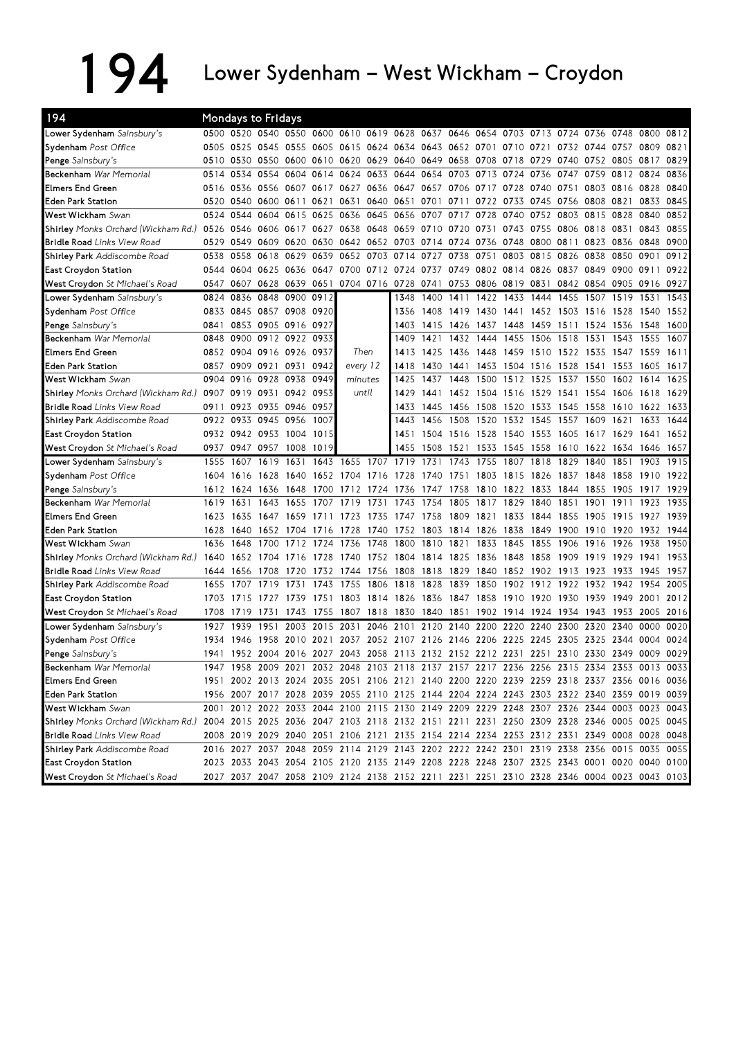# 194 Lower Sydenham – West Wickham – Croydon

| 194 | Mondays to Fridays | | | | | | | | | | | | | | | | | |
|---|---|---|---|---|---|---|---|---|---|---|---|---|---|---|---|---|---|---|
| **Lower Sydenham** *Sainsbury's* | 0500 | 0520 | 0540 | 0550 | 0600 | 0610 | 0619 | 0628 | 0637 | 0646 | 0654 | 0703 | 0713 | 0724 | 0736 | 0748 | 0800 | 0812 |
| **Sydenham** *Post Office* | 0505 | 0525 | 0545 | 0555 | 0605 | 0615 | 0624 | 0634 | 0643 | 0652 | 0701 | 0710 | 0721 | 0732 | 0744 | 0757 | 0809 | 0821 |
| **Penge** *Sainsbury's* | 0510 | 0530 | 0550 | 0600 | 0610 | 0620 | 0629 | 0640 | 0649 | 0658 | 0708 | 0718 | 0729 | 0740 | 0752 | 0805 | 0817 | 0829 |
| **Beckenham** *War Memorial* | 0514 | 0534 | 0554 | 0604 | 0614 | 0624 | 0633 | 0644 | 0654 | 0703 | 0713 | 0724 | 0736 | 0747 | 0759 | 0812 | 0824 | 0836 |
| **Elmers End Green** | 0516 | 0536 | 0556 | 0607 | 0617 | 0627 | 0636 | 0647 | 0657 | 0706 | 0717 | 0728 | 0740 | 0751 | 0803 | 0816 | 0828 | 0840 |
| **Eden Park Station** | 0520 | 0540 | 0600 | 0611 | 0621 | 0631 | 0640 | 0651 | 0701 | 0711 | 0722 | 0733 | 0745 | 0756 | 0808 | 0821 | 0833 | 0845 |
| **West Wickham** *Swan* | 0524 | 0544 | 0604 | 0615 | 0625 | 0636 | 0645 | 0656 | 0707 | 0717 | 0728 | 0740 | 0752 | 0803 | 0815 | 0828 | 0840 | 0852 |
| **Shirley** *Monks Orchard (Wickham Rd.)* | 0526 | 0546 | 0606 | 0617 | 0627 | 0638 | 0648 | 0659 | 0710 | 0720 | 0731 | 0743 | 0755 | 0806 | 0818 | 0831 | 0843 | 0855 |
| **Bridle Road** *Links View Road* | 0529 | 0549 | 0609 | 0620 | 0630 | 0642 | 0652 | 0703 | 0714 | 0724 | 0736 | 0748 | 0800 | 0811 | 0823 | 0836 | 0848 | 0900 |
| **Shirley Park** *Addiscombe Road* | 0538 | 0558 | 0618 | 0629 | 0639 | 0652 | 0703 | 0714 | 0727 | 0738 | 0751 | 0803 | 0815 | 0826 | 0838 | 0850 | 0901 | 0912 |
| **East Croydon Station** | 0544 | 0604 | 0625 | 0636 | 0647 | 0700 | 0712 | 0724 | 0737 | 0749 | 0802 | 0814 | 0826 | 0837 | 0849 | 0900 | 0911 | 0922 |
| **West Croydon** *St Michael's Road* | 0547 | 0607 | 0628 | 0639 | 0651 | 0704 | 0716 | 0728 | 0741 | 0753 | 0806 | 0819 | 0831 | 0842 | 0854 | 0905 | 0916 | 0927 |
| **Lower Sydenham** *Sainsbury's* | 0824 | 0836 | 0848 | 0900 | 0912 | | | 1348 | 1400 | 1411 | 1422 | 1433 | 1444 | 1455 | 1507 | 1519 | 1531 | 1543 |
| **Sydenham** *Post Office* | 0833 | 0845 | 0857 | 0908 | 0920 | | | 1356 | 1408 | 1419 | 1430 | 1441 | 1452 | 1503 | 1516 | 1528 | 1540 | 1552 |
| **Penge** *Sainsbury's* | 0841 | 0853 | 0905 | 0916 | 0927 | | | 1403 | 1415 | 1426 | 1437 | 1448 | 1459 | 1511 | 1524 | 1536 | 1548 | 1600 |
| **Beckenham** *War Memorial* | 0848 | 0900 | 0912 | 0922 | 0933 | | | 1409 | 1421 | 1432 | 1444 | 1455 | 1506 | 1518 | 1531 | 1543 | 1555 | 1607 |
| **Elmers End Green** | 0852 | 0904 | 0916 | 0926 | 0937 | Then | | 1413 | 1425 | 1436 | 1448 | 1459 | 1510 | 1522 | 1535 | 1547 | 1559 | 1611 |
| **Eden Park Station** | 0857 | 0909 | 0921 | 0931 | 0942 | every 12 | | 1418 | 1430 | 1441 | 1453 | 1504 | 1516 | 1528 | 1541 | 1553 | 1605 | 1617 |
| **West Wickham** *Swan* | 0904 | 0916 | 0928 | 0938 | 0949 | minutes | | 1425 | 1437 | 1448 | 1500 | 1512 | 1525 | 1537 | 1550 | 1602 | 1614 | 1625 |
| **Shirley** *Monks Orchard (Wickham Rd.)* | 0907 | 0919 | 0931 | 0942 | 0953 | until | | 1429 | 1441 | 1452 | 1504 | 1516 | 1529 | 1541 | 1554 | 1606 | 1618 | 1629 |
| **Bridle Road** *Links View Road* | 0911 | 0923 | 0935 | 0946 | 0957 | | | 1433 | 1445 | 1456 | 1508 | 1520 | 1533 | 1545 | 1558 | 1610 | 1622 | 1633 |
| **Shirley Park** *Addiscombe Road* | 0922 | 0933 | 0945 | 0956 | 1007 | | | 1443 | 1456 | 1508 | 1520 | 1532 | 1545 | 1557 | 1609 | 1621 | 1633 | 1644 |
| **East Croydon Station** | 0932 | 0942 | 0953 | 1004 | 1015 | | | 1451 | 1504 | 1516 | 1528 | 1540 | 1553 | 1605 | 1617 | 1629 | 1641 | 1652 |
| **West Croydon** *St Michael's Road* | 0937 | 0947 | 0957 | 1008 | 1019 | | | 1455 | 1508 | 1521 | 1533 | 1545 | 1558 | 1610 | 1622 | 1634 | 1646 | 1657 |
| **Lower Sydenham** *Sainsbury's* | 1555 | 1607 | 1619 | 1631 | 1643 | 1655 | 1707 | 1719 | 1731 | 1743 | 1755 | 1807 | 1818 | 1829 | 1840 | 1851 | 1903 | 1915 |
| **Sydenham** *Post Office* | 1604 | 1616 | 1628 | 1640 | 1652 | 1704 | 1716 | 1728 | 1740 | 1751 | 1803 | 1815 | 1826 | 1837 | 1848 | 1858 | 1910 | 1922 |
| **Penge** *Sainsbury's* | 1612 | 1624 | 1636 | 1648 | 1700 | 1712 | 1724 | 1736 | 1747 | 1758 | 1810 | 1822 | 1833 | 1844 | 1855 | 1905 | 1917 | 1929 |
| **Beckenham** *War Memorial* | 1619 | 1631 | 1643 | 1655 | 1707 | 1719 | 1731 | 1743 | 1754 | 1805 | 1817 | 1829 | 1840 | 1851 | 1901 | 1911 | 1923 | 1935 |
| **Elmers End Green** | 1623 | 1635 | 1647 | 1659 | 1711 | 1723 | 1735 | 1747 | 1758 | 1809 | 1821 | 1833 | 1844 | 1855 | 1905 | 1915 | 1927 | 1939 |
| **Eden Park Station** | 1628 | 1640 | 1652 | 1704 | 1716 | 1728 | 1740 | 1752 | 1803 | 1814 | 1826 | 1838 | 1849 | 1900 | 1910 | 1920 | 1932 | 1944 |
| **West Wickham** *Swan* | 1636 | 1648 | 1700 | 1712 | 1724 | 1736 | 1748 | 1800 | 1810 | 1821 | 1833 | 1845 | 1855 | 1906 | 1916 | 1926 | 1938 | 1950 |
| **Shirley** *Monks Orchard (Wickham Rd.)* | 1640 | 1652 | 1704 | 1716 | 1728 | 1740 | 1752 | 1804 | 1814 | 1825 | 1836 | 1848 | 1858 | 1909 | 1919 | 1929 | 1941 | 1953 |
| **Bridle Road** *Links View Road* | 1644 | 1656 | 1708 | 1720 | 1732 | 1744 | 1756 | 1808 | 1818 | 1829 | 1840 | 1852 | 1902 | 1913 | 1923 | 1933 | 1945 | 1957 |
| **Shirley Park** *Addiscombe Road* | 1655 | 1707 | 1719 | 1731 | 1743 | 1755 | 1806 | 1818 | 1828 | 1839 | 1850 | 1902 | 1912 | 1922 | 1932 | 1942 | 1954 | 2005 |
| **East Croydon Station** | 1703 | 1715 | 1727 | 1739 | 1751 | 1803 | 1814 | 1826 | 1836 | 1847 | 1858 | 1910 | 1920 | 1930 | 1939 | 1949 | 2001 | 2012 |
| **West Croydon** *St Michael's Road* | 1708 | 1719 | 1731 | 1743 | 1755 | 1807 | 1818 | 1830 | 1840 | 1851 | 1902 | 1914 | 1924 | 1934 | 1943 | 1953 | 2005 | 2016 |
| **Lower Sydenham** *Sainsbury's* | 1927 | 1939 | 1951 | 2003 | 2015 | 2031 | 2046 | 2101 | 2120 | 2140 | 2200 | 2220 | 2240 | 2300 | 2320 | 2340 | 0000 | 0020 |
| **Sydenham** *Post Office* | 1934 | 1946 | 1958 | 2010 | 2021 | 2037 | 2052 | 2107 | 2126 | 2146 | 2206 | 2225 | 2245 | 2305 | 2325 | 2344 | 0004 | 0024 |
| **Penge** *Sainsbury's* | 1941 | 1952 | 2004 | 2016 | 2027 | 2043 | 2058 | 2113 | 2132 | 2152 | 2212 | 2231 | 2251 | 2310 | 2330 | 2349 | 0009 | 0029 |
| **Beckenham** *War Memorial* | 1947 | 1958 | 2009 | 2021 | 2032 | 2048 | 2103 | 2118 | 2137 | 2157 | 2217 | 2236 | 2256 | 2315 | 2334 | 2353 | 0013 | 0033 |
| **Elmers End Green** | 1951 | 2002 | 2013 | 2024 | 2035 | 2051 | 2106 | 2121 | 2140 | 2200 | 2220 | 2239 | 2259 | 2318 | 2337 | 2356 | 0016 | 0036 |
| **Eden Park Station** | 1956 | 2007 | 2017 | 2028 | 2039 | 2055 | 2110 | 2125 | 2144 | 2204 | 2224 | 2243 | 2303 | 2322 | 2340 | 2359 | 0019 | 0039 |
| **West Wickham** *Swan* | 2001 | 2012 | 2022 | 2033 | 2044 | 2100 | 2115 | 2130 | 2149 | 2209 | 2229 | 2248 | 2307 | 2326 | 2344 | 0003 | 0023 | 0043 |
| **Shirley** *Monks Orchard (Wickham Rd.)* | 2004 | 2015 | 2025 | 2036 | 2047 | 2103 | 2118 | 2132 | 2151 | 2211 | 2231 | 2250 | 2309 | 2328 | 2346 | 0005 | 0025 | 0045 |
| **Bridle Road** *Links View Road* | 2008 | 2019 | 2029 | 2040 | 2051 | 2106 | 2121 | 2135 | 2154 | 2214 | 2234 | 2253 | 2312 | 2331 | 2349 | 0008 | 0028 | 0048 |
| **Shirley Park** *Addiscombe Road* | 2016 | 2027 | 2037 | 2048 | 2059 | 2114 | 2129 | 2143 | 2202 | 2222 | 2242 | 2301 | 2319 | 2338 | 2356 | 0015 | 0035 | 0055 |
| **East Croydon Station** | 2023 | 2033 | 2043 | 2054 | 2105 | 2120 | 2135 | 2149 | 2208 | 2228 | 2248 | 2307 | 2325 | 2343 | 0001 | 0020 | 0040 | 0100 |
| **West Croydon** *St Michael's Road* | 2027 | 2037 | 2047 | 2058 | 2109 | 2124 | 2138 | 2152 | 2211 | 2231 | 2251 | 2310 | 2328 | 2346 | 0004 | 0023 | 0043 | 0103 |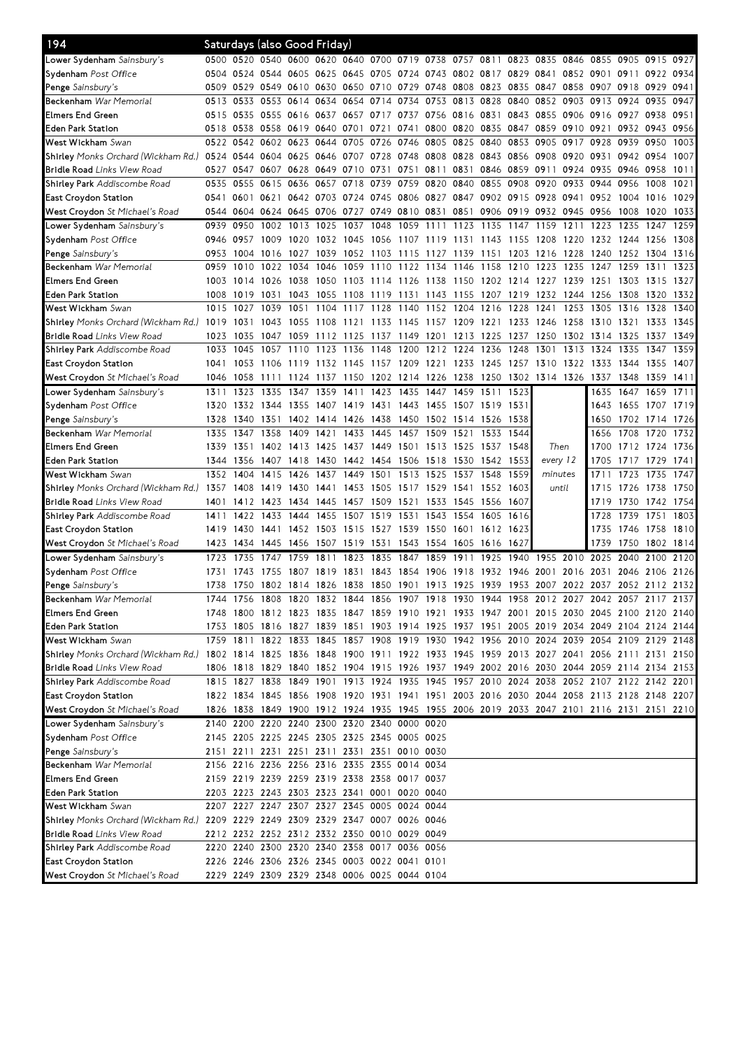# 194 Saturdays (also Good Friday)

| Stop | | | | | | | | | | | | | | | | | | |
|---|---|---|---|---|---|---|---|---|---|---|---|---|---|---|---|---|---|---|
| **Lower Sydenham** *Sainsbury's* | 0500 | 0520 | 0540 | 0600 | 0620 | 0640 | 0700 | 0719 | 0738 | 0757 | 0811 | 0823 | 0835 | 0846 | 0855 | 0905 | 0915 | 0927 |
| **Sydenham** *Post Office* | 0504 | 0524 | 0544 | 0605 | 0625 | 0645 | 0705 | 0724 | 0743 | 0802 | 0817 | 0829 | 0841 | 0852 | 0901 | 0911 | 0922 | 0934 |
| **Penge** *Sainsbury's* | 0509 | 0529 | 0549 | 0610 | 0630 | 0650 | 0710 | 0729 | 0748 | 0808 | 0823 | 0835 | 0847 | 0858 | 0907 | 0918 | 0929 | 0941 |
| **Beckenham** *War Memorial* | 0513 | 0533 | 0553 | 0614 | 0634 | 0654 | 0714 | 0734 | 0753 | 0813 | 0828 | 0840 | 0852 | 0903 | 0913 | 0924 | 0935 | 0947 |
| **Elmers End Green** | 0515 | 0535 | 0555 | 0616 | 0637 | 0657 | 0717 | 0737 | 0756 | 0816 | 0831 | 0843 | 0855 | 0906 | 0916 | 0927 | 0938 | 0951 |
| **Eden Park Station** | 0518 | 0538 | 0558 | 0619 | 0640 | 0701 | 0721 | 0741 | 0800 | 0820 | 0835 | 0847 | 0859 | 0910 | 0921 | 0932 | 0943 | 0956 |
| **West Wickham** *Swan* | 0522 | 0542 | 0602 | 0623 | 0644 | 0705 | 0726 | 0746 | 0805 | 0825 | 0840 | 0853 | 0905 | 0917 | 0928 | 0939 | 0950 | 1003 |
| **Shirley** *Monks Orchard (Wickham Rd.)* | 0524 | 0544 | 0604 | 0625 | 0646 | 0707 | 0728 | 0748 | 0808 | 0828 | 0843 | 0856 | 0908 | 0920 | 0931 | 0942 | 0954 | 1007 |
| **Bridle Road** *Links View Road* | 0527 | 0547 | 0607 | 0628 | 0649 | 0710 | 0731 | 0751 | 0811 | 0831 | 0846 | 0859 | 0911 | 0924 | 0935 | 0946 | 0958 | 1011 |
| **Shirley Park** *Addiscombe Road* | 0535 | 0555 | 0615 | 0636 | 0657 | 0718 | 0739 | 0759 | 0820 | 0840 | 0855 | 0908 | 0920 | 0933 | 0944 | 0956 | 1008 | 1021 |
| **East Croydon Station** | 0541 | 0601 | 0621 | 0642 | 0703 | 0724 | 0745 | 0806 | 0827 | 0847 | 0902 | 0915 | 0928 | 0941 | 0952 | 1004 | 1016 | 1029 |
| **West Croydon** *St Michael's Road* | 0544 | 0604 | 0624 | 0645 | 0706 | 0727 | 0749 | 0810 | 0831 | 0851 | 0906 | 0919 | 0932 | 0945 | 0956 | 1008 | 1020 | 1033 |
| **Lower Sydenham** *Sainsbury's* | 0939 | 0950 | 1002 | 1013 | 1025 | 1037 | 1048 | 1059 | 1111 | 1123 | 1135 | 1147 | 1159 | 1211 | 1223 | 1235 | 1247 | 1259 |
| **Sydenham** *Post Office* | 0946 | 0957 | 1009 | 1020 | 1032 | 1045 | 1056 | 1107 | 1119 | 1131 | 1143 | 1155 | 1208 | 1220 | 1232 | 1244 | 1256 | 1308 |
| **Penge** *Sainsbury's* | 0953 | 1004 | 1016 | 1027 | 1039 | 1052 | 1103 | 1115 | 1127 | 1139 | 1151 | 1203 | 1216 | 1228 | 1240 | 1252 | 1304 | 1316 |
| **Beckenham** *War Memorial* | 0959 | 1010 | 1022 | 1034 | 1046 | 1059 | 1110 | 1122 | 1134 | 1146 | 1158 | 1210 | 1223 | 1235 | 1247 | 1259 | 1311 | 1323 |
| **Elmers End Green** | 1003 | 1014 | 1026 | 1038 | 1050 | 1103 | 1114 | 1126 | 1138 | 1150 | 1202 | 1214 | 1227 | 1239 | 1251 | 1303 | 1315 | 1327 |
| **Eden Park Station** | 1008 | 1019 | 1031 | 1043 | 1055 | 1108 | 1119 | 1131 | 1143 | 1155 | 1207 | 1219 | 1232 | 1244 | 1256 | 1308 | 1320 | 1332 |
| **West Wickham** *Swan* | 1015 | 1027 | 1039 | 1051 | 1104 | 1117 | 1128 | 1140 | 1152 | 1204 | 1216 | 1228 | 1241 | 1253 | 1305 | 1316 | 1328 | 1340 |
| **Shirley** *Monks Orchard (Wickham Rd.)* | 1019 | 1031 | 1043 | 1055 | 1108 | 1121 | 1133 | 1145 | 1157 | 1209 | 1221 | 1233 | 1246 | 1258 | 1310 | 1321 | 1333 | 1345 |
| **Bridle Road** *Links View Road* | 1023 | 1035 | 1047 | 1059 | 1112 | 1125 | 1137 | 1149 | 1201 | 1213 | 1225 | 1237 | 1250 | 1302 | 1314 | 1325 | 1337 | 1349 |
| **Shirley Park** *Addiscombe Road* | 1033 | 1045 | 1057 | 1110 | 1123 | 1136 | 1148 | 1200 | 1212 | 1224 | 1236 | 1248 | 1301 | 1313 | 1324 | 1335 | 1347 | 1359 |
| **East Croydon Station** | 1041 | 1053 | 1106 | 1119 | 1132 | 1145 | 1157 | 1209 | 1221 | 1233 | 1245 | 1257 | 1310 | 1322 | 1333 | 1344 | 1355 | 1407 |
| **West Croydon** *St Michael's Road* | 1046 | 1058 | 1111 | 1124 | 1137 | 1150 | 1202 | 1214 | 1226 | 1238 | 1250 | 1302 | 1314 | 1326 | 1337 | 1348 | 1359 | 1411 |
| **Lower Sydenham** *Sainsbury's* | 1311 | 1323 | 1335 | 1347 | 1359 | 1411 | 1423 | 1435 | 1447 | 1459 | 1511 | 1523 | | | 1635 | 1647 | 1659 | 1711 |
| **Sydenham** *Post Office* | 1320 | 1332 | 1344 | 1355 | 1407 | 1419 | 1431 | 1443 | 1455 | 1507 | 1519 | 1531 | | | 1643 | 1655 | 1707 | 1719 |
| **Penge** *Sainsbury's* | 1328 | 1340 | 1351 | 1402 | 1414 | 1426 | 1438 | 1450 | 1502 | 1514 | 1526 | 1538 | | | 1650 | 1702 | 1714 | 1726 |
| **Beckenham** *War Memorial* | 1335 | 1347 | 1358 | 1409 | 1421 | 1433 | 1445 | 1457 | 1509 | 1521 | 1533 | 1544 | | | 1656 | 1708 | 1720 | 1732 |
| **Elmers End Green** | 1339 | 1351 | 1402 | 1413 | 1425 | 1437 | 1449 | 1501 | 1513 | 1525 | 1537 | 1548 | *Then* | | 1700 | 1712 | 1724 | 1736 |
| **Eden Park Station** | 1344 | 1356 | 1407 | 1418 | 1430 | 1442 | 1454 | 1506 | 1518 | 1530 | 1542 | 1553 | *every 12* | | 1705 | 1717 | 1729 | 1741 |
| **West Wickham** *Swan* | 1352 | 1404 | 1415 | 1426 | 1437 | 1449 | 1501 | 1513 | 1525 | 1537 | 1548 | 1559 | *minutes* | | 1711 | 1723 | 1735 | 1747 |
| **Shirley** *Monks Orchard (Wickham Rd.)* | 1357 | 1408 | 1419 | 1430 | 1441 | 1453 | 1505 | 1517 | 1529 | 1541 | 1552 | 1603 | *until* | | 1715 | 1726 | 1738 | 1750 |
| **Bridle Road** *Links View Road* | 1401 | 1412 | 1423 | 1434 | 1445 | 1457 | 1509 | 1521 | 1533 | 1545 | 1556 | 1607 | | | 1719 | 1730 | 1742 | 1754 |
| **Shirley Park** *Addiscombe Road* | 1411 | 1422 | 1433 | 1444 | 1455 | 1507 | 1519 | 1531 | 1543 | 1554 | 1605 | 1616 | | | 1728 | 1739 | 1751 | 1803 |
| **East Croydon Station** | 1419 | 1430 | 1441 | 1452 | 1503 | 1515 | 1527 | 1539 | 1550 | 1601 | 1612 | 1623 | | | 1735 | 1746 | 1758 | 1810 |
| **West Croydon** *St Michael's Road* | 1423 | 1434 | 1445 | 1456 | 1507 | 1519 | 1531 | 1543 | 1554 | 1605 | 1616 | 1627 | | | 1739 | 1750 | 1802 | 1814 |
| **Lower Sydenham** *Sainsbury's* | 1723 | 1735 | 1747 | 1759 | 1811 | 1823 | 1835 | 1847 | 1859 | 1911 | 1925 | 1940 | 1955 | 2010 | 2025 | 2040 | 2100 | 2120 |
| **Sydenham** *Post Office* | 1731 | 1743 | 1755 | 1807 | 1819 | 1831 | 1843 | 1854 | 1906 | 1918 | 1932 | 1946 | 2001 | 2016 | 2031 | 2046 | 2106 | 2126 |
| **Penge** *Sainsbury's* | 1738 | 1750 | 1802 | 1814 | 1826 | 1838 | 1850 | 1901 | 1913 | 1925 | 1939 | 1953 | 2007 | 2022 | 2037 | 2052 | 2112 | 2132 |
| **Beckenham** *War Memorial* | 1744 | 1756 | 1808 | 1820 | 1832 | 1844 | 1856 | 1907 | 1918 | 1930 | 1944 | 1958 | 2012 | 2027 | 2042 | 2057 | 2117 | 2137 |
| **Elmers End Green** | 1748 | 1800 | 1812 | 1823 | 1835 | 1847 | 1859 | 1910 | 1921 | 1933 | 1947 | 2001 | 2015 | 2030 | 2045 | 2100 | 2120 | 2140 |
| **Eden Park Station** | 1753 | 1805 | 1816 | 1827 | 1839 | 1851 | 1903 | 1914 | 1925 | 1937 | 1951 | 2005 | 2019 | 2034 | 2049 | 2104 | 2124 | 2144 |
| **West Wickham** *Swan* | 1759 | 1811 | 1822 | 1833 | 1845 | 1857 | 1908 | 1919 | 1930 | 1942 | 1956 | 2010 | 2024 | 2039 | 2054 | 2109 | 2129 | 2148 |
| **Shirley** *Monks Orchard (Wickham Rd.)* | 1802 | 1814 | 1825 | 1836 | 1848 | 1900 | 1911 | 1922 | 1933 | 1945 | 1959 | 2013 | 2027 | 2041 | 2056 | 2111 | 2131 | 2150 |
| **Bridle Road** *Links View Road* | 1806 | 1818 | 1829 | 1840 | 1852 | 1904 | 1915 | 1926 | 1937 | 1949 | 2002 | 2016 | 2030 | 2044 | 2059 | 2114 | 2134 | 2153 |
| **Shirley Park** *Addiscombe Road* | 1815 | 1827 | 1838 | 1849 | 1901 | 1913 | 1924 | 1935 | 1945 | 1957 | 2010 | 2024 | 2038 | 2052 | 2107 | 2122 | 2142 | 2201 |
| **East Croydon Station** | 1822 | 1834 | 1845 | 1856 | 1908 | 1920 | 1931 | 1941 | 1951 | 2003 | 2016 | 2030 | 2044 | 2058 | 2113 | 2128 | 2148 | 2207 |
| **West Croydon** *St Michael's Road* | 1826 | 1838 | 1849 | 1900 | 1912 | 1924 | 1935 | 1945 | 1955 | 2006 | 2019 | 2033 | 2047 | 2101 | 2116 | 2131 | 2151 | 2210 |
| **Lower Sydenham** *Sainsbury's* | 2140 | 2200 | 2220 | 2240 | 2300 | 2320 | 2340 | 0000 | 0020 | | | | | | | | | |
| **Sydenham** *Post Office* | 2145 | 2205 | 2225 | 2245 | 2305 | 2325 | 2345 | 0005 | 0025 | | | | | | | | | |
| **Penge** *Sainsbury's* | 2151 | 2211 | 2231 | 2251 | 2311 | 2331 | 2351 | 0010 | 0030 | | | | | | | | | |
| **Beckenham** *War Memorial* | 2156 | 2216 | 2236 | 2256 | 2316 | 2335 | 2355 | 0014 | 0034 | | | | | | | | | |
| **Elmers End Green** | 2159 | 2219 | 2239 | 2259 | 2319 | 2338 | 2358 | 0017 | 0037 | | | | | | | | | |
| **Eden Park Station** | 2203 | 2223 | 2243 | 2303 | 2323 | 2341 | 0001 | 0020 | 0040 | | | | | | | | | |
| **West Wickham** *Swan* | 2207 | 2227 | 2247 | 2307 | 2327 | 2345 | 0005 | 0024 | 0044 | | | | | | | | | |
| **Shirley** *Monks Orchard (Wickham Rd.)* | 2209 | 2229 | 2249 | 2309 | 2329 | 2347 | 0007 | 0026 | 0046 | | | | | | | | | |
| **Bridle Road** *Links View Road* | 2212 | 2232 | 2252 | 2312 | 2332 | 2350 | 0010 | 0029 | 0049 | | | | | | | | | |
| **Shirley Park** *Addiscombe Road* | 2220 | 2240 | 2300 | 2320 | 2340 | 2358 | 0017 | 0036 | 0056 | | | | | | | | | |
| **East Croydon Station** | 2226 | 2246 | 2306 | 2326 | 2345 | 0003 | 0022 | 0041 | 0101 | | | | | | | | | |
| **West Croydon** *St Michael's Road* | 2229 | 2249 | 2309 | 2329 | 2348 | 0006 | 0025 | 0044 | 0104 | | | | | | | | | |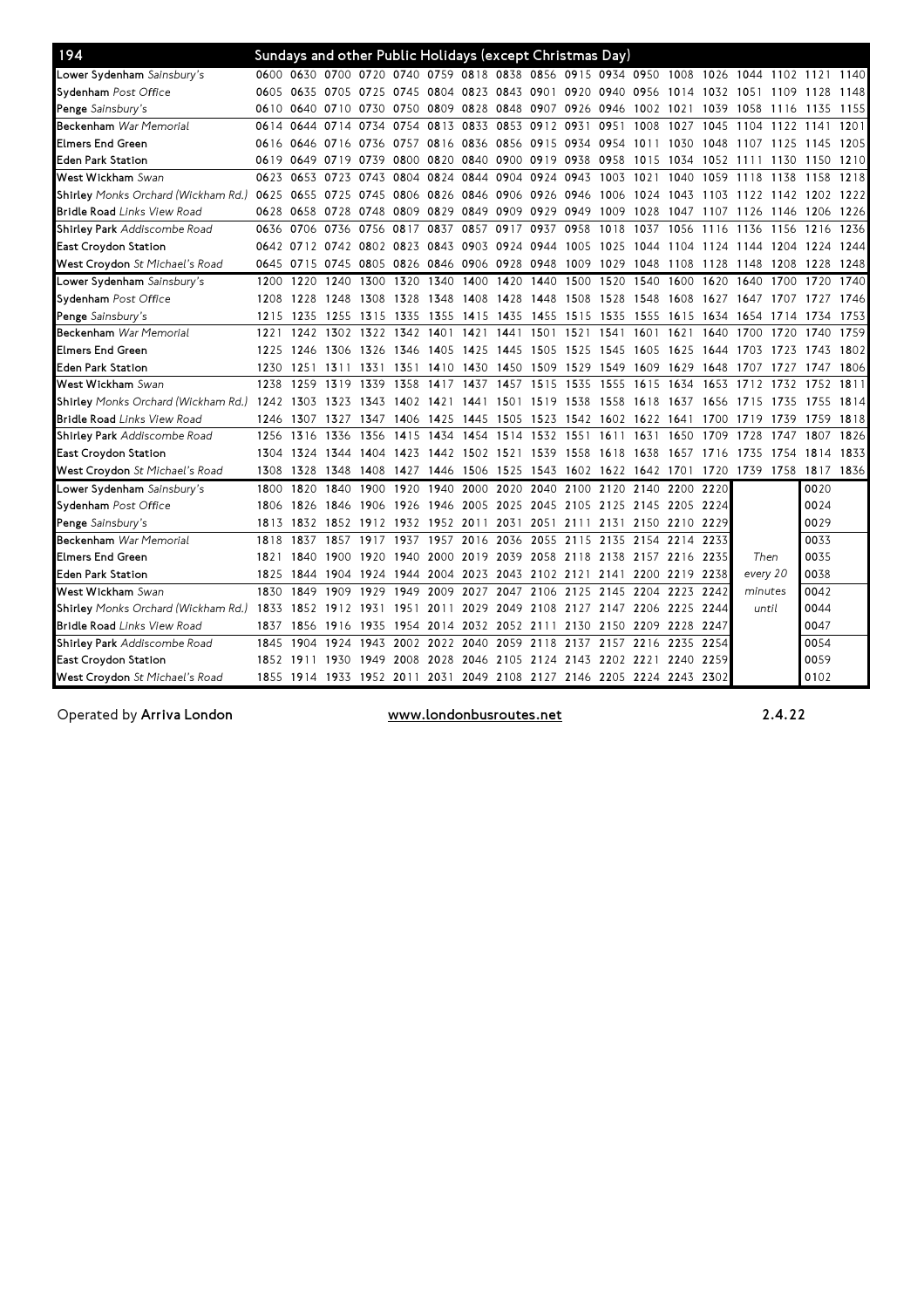| 194 | Sundays and other Public Holidays (except Christmas Day) | | | | | | | | | | | | | | | | | |
|---|---|---|---|---|---|---|---|---|---|---|---|---|---|---|---|---|---|---|
| Lower Sydenham *Sainsbury's* | 0600 | 0630 | 0700 | 0720 | 0740 | 0759 | 0818 | 0838 | 0856 | 0915 | 0934 | 0950 | 1008 | 1026 | 1044 | 1102 | 1121 | 1140 |
| Sydenham *Post Office* | 0605 | 0635 | 0705 | 0725 | 0745 | 0804 | 0823 | 0843 | 0901 | 0920 | 0940 | 0956 | 1014 | 1032 | 1051 | 1109 | 1128 | 1148 |
| Penge *Sainsbury's* | 0610 | 0640 | 0710 | 0730 | 0750 | 0809 | 0828 | 0848 | 0907 | 0926 | 0946 | 1002 | 1021 | 1039 | 1058 | 1116 | 1135 | 1155 |
| Beckenham *War Memorial* | 0614 | 0644 | 0714 | 0734 | 0754 | 0813 | 0833 | 0853 | 0912 | 0931 | 0951 | 1008 | 1027 | 1045 | 1104 | 1122 | 1141 | 1201 |
| Elmers End Green | 0616 | 0646 | 0716 | 0736 | 0757 | 0816 | 0836 | 0856 | 0915 | 0934 | 0954 | 1011 | 1030 | 1048 | 1107 | 1125 | 1145 | 1205 |
| Eden Park Station | 0619 | 0649 | 0719 | 0739 | 0800 | 0820 | 0840 | 0900 | 0919 | 0938 | 0958 | 1015 | 1034 | 1052 | 1111 | 1130 | 1150 | 1210 |
| West Wickham *Swan* | 0623 | 0653 | 0723 | 0743 | 0804 | 0824 | 0844 | 0904 | 0924 | 0943 | 1003 | 1021 | 1040 | 1059 | 1118 | 1138 | 1158 | 1218 |
| Shirley *Monks Orchard (Wickham Rd.)* | 0625 | 0655 | 0725 | 0745 | 0806 | 0826 | 0846 | 0906 | 0926 | 0946 | 1006 | 1024 | 1043 | 1103 | 1122 | 1142 | 1202 | 1222 |
| Bridle Road *Links View Road* | 0628 | 0658 | 0728 | 0748 | 0809 | 0829 | 0849 | 0909 | 0929 | 0949 | 1009 | 1028 | 1047 | 1107 | 1126 | 1146 | 1206 | 1226 |
| Shirley Park *Addiscombe Road* | 0636 | 0706 | 0736 | 0756 | 0817 | 0837 | 0857 | 0917 | 0937 | 0958 | 1018 | 1037 | 1056 | 1116 | 1136 | 1156 | 1216 | 1236 |
| East Croydon Station | 0642 | 0712 | 0742 | 0802 | 0823 | 0843 | 0903 | 0924 | 0944 | 1005 | 1025 | 1044 | 1104 | 1124 | 1144 | 1204 | 1224 | 1244 |
| West Croydon *St Michael's Road* | 0645 | 0715 | 0745 | 0805 | 0826 | 0846 | 0906 | 0928 | 0948 | 1009 | 1029 | 1048 | 1108 | 1128 | 1148 | 1208 | 1228 | 1248 |
| Lower Sydenham *Sainsbury's* | 1200 | 1220 | 1240 | 1300 | 1320 | 1340 | 1400 | 1420 | 1440 | 1500 | 1520 | 1540 | 1600 | 1620 | 1640 | 1700 | 1720 | 1740 |
| Sydenham *Post Office* | 1208 | 1228 | 1248 | 1308 | 1328 | 1348 | 1408 | 1428 | 1448 | 1508 | 1528 | 1548 | 1608 | 1627 | 1647 | 1707 | 1727 | 1746 |
| Penge *Sainsbury's* | 1215 | 1235 | 1255 | 1315 | 1335 | 1355 | 1415 | 1435 | 1455 | 1515 | 1535 | 1555 | 1615 | 1634 | 1654 | 1714 | 1734 | 1753 |
| Beckenham *War Memorial* | 1221 | 1242 | 1302 | 1322 | 1342 | 1401 | 1421 | 1441 | 1501 | 1521 | 1541 | 1601 | 1621 | 1640 | 1700 | 1720 | 1740 | 1759 |
| Elmers End Green | 1225 | 1246 | 1306 | 1326 | 1346 | 1405 | 1425 | 1445 | 1505 | 1525 | 1545 | 1605 | 1625 | 1644 | 1703 | 1723 | 1743 | 1802 |
| Eden Park Station | 1230 | 1251 | 1311 | 1331 | 1351 | 1410 | 1430 | 1450 | 1509 | 1529 | 1549 | 1609 | 1629 | 1648 | 1707 | 1727 | 1747 | 1806 |
| West Wickham *Swan* | 1238 | 1259 | 1319 | 1339 | 1358 | 1417 | 1437 | 1457 | 1515 | 1535 | 1555 | 1615 | 1634 | 1653 | 1712 | 1732 | 1752 | 1811 |
| Shirley *Monks Orchard (Wickham Rd.)* | 1242 | 1303 | 1323 | 1343 | 1402 | 1421 | 1441 | 1501 | 1519 | 1538 | 1558 | 1618 | 1637 | 1656 | 1715 | 1735 | 1755 | 1814 |
| Bridle Road *Links View Road* | 1246 | 1307 | 1327 | 1347 | 1406 | 1425 | 1445 | 1505 | 1523 | 1542 | 1602 | 1622 | 1641 | 1700 | 1719 | 1739 | 1759 | 1818 |
| Shirley Park *Addiscombe Road* | 1256 | 1316 | 1336 | 1356 | 1415 | 1434 | 1454 | 1514 | 1532 | 1551 | 1611 | 1631 | 1650 | 1709 | 1728 | 1747 | 1807 | 1826 |
| East Croydon Station | 1304 | 1324 | 1344 | 1404 | 1423 | 1442 | 1502 | 1521 | 1539 | 1558 | 1618 | 1638 | 1657 | 1716 | 1735 | 1754 | 1814 | 1833 |
| West Croydon *St Michael's Road* | 1308 | 1328 | 1348 | 1408 | 1427 | 1446 | 1506 | 1525 | 1543 | 1602 | 1622 | 1642 | 1701 | 1720 | 1739 | 1758 | 1817 | 1836 |
| Lower Sydenham *Sainsbury's* | 1800 | 1820 | 1840 | 1900 | 1920 | 1940 | 2000 | 2020 | 2040 | 2100 | 2120 | 2140 | 2200 | 2220 | | | 0020 | |
| Sydenham *Post Office* | 1806 | 1826 | 1846 | 1906 | 1926 | 1946 | 2005 | 2025 | 2045 | 2105 | 2125 | 2145 | 2205 | 2224 | | | 0024 | |
| Penge *Sainsbury's* | 1813 | 1832 | 1852 | 1912 | 1932 | 1952 | 2011 | 2031 | 2051 | 2111 | 2131 | 2150 | 2210 | 2229 | | | 0029 | |
| Beckenham *War Memorial* | 1818 | 1837 | 1857 | 1917 | 1937 | 1957 | 2016 | 2036 | 2055 | 2115 | 2135 | 2154 | 2214 | 2233 | | | 0033 | |
| Elmers End Green | 1821 | 1840 | 1900 | 1920 | 1940 | 2000 | 2019 | 2039 | 2058 | 2118 | 2138 | 2157 | 2216 | 2235 | *Then* | | 0035 | |
| Eden Park Station | 1825 | 1844 | 1904 | 1924 | 1944 | 2004 | 2023 | 2043 | 2102 | 2121 | 2141 | 2200 | 2219 | 2238 | *every 20* | | 0038 | |
| West Wickham *Swan* | 1830 | 1849 | 1909 | 1929 | 1949 | 2009 | 2027 | 2047 | 2106 | 2125 | 2145 | 2204 | 2223 | 2242 | *minutes* | | 0042 | |
| Shirley *Monks Orchard (Wickham Rd.)* | 1833 | 1852 | 1912 | 1931 | 1951 | 2011 | 2029 | 2049 | 2108 | 2127 | 2147 | 2206 | 2225 | 2244 | *until* | | 0044 | |
| Bridle Road *Links View Road* | 1837 | 1856 | 1916 | 1935 | 1954 | 2014 | 2032 | 2052 | 2111 | 2130 | 2150 | 2209 | 2228 | 2247 | | | 0047 | |
| Shirley Park *Addiscombe Road* | 1845 | 1904 | 1924 | 1943 | 2002 | 2022 | 2040 | 2059 | 2118 | 2137 | 2157 | 2216 | 2235 | 2254 | | | 0054 | |
| East Croydon Station | 1852 | 1911 | 1930 | 1949 | 2008 | 2028 | 2046 | 2105 | 2124 | 2143 | 2202 | 2221 | 2240 | 2259 | | | 0059 | |
| West Croydon *St Michael's Road* | 1855 | 1914 | 1933 | 1952 | 2011 | 2031 | 2049 | 2108 | 2127 | 2146 | 2205 | 2224 | 2243 | 2302 | | | 0102 | |

Operated by **Arriva London** www.londonbusroutes.net 2.4.22